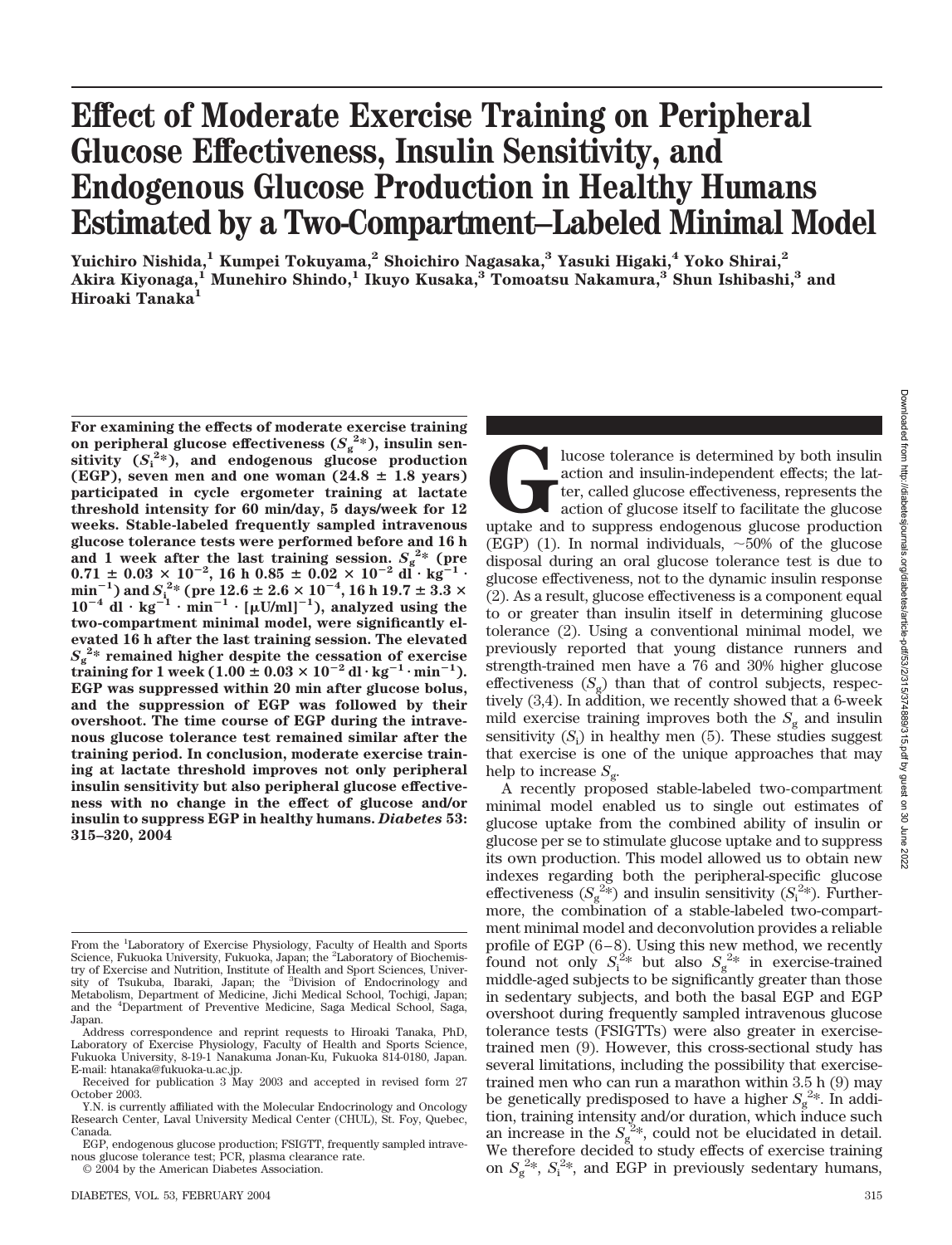# Effect of Moderate Exercise Training on Peripheral Glucose Effectiveness, Insulin Sensitivity, and Endogenous Glucose Production in Healthy Humans Estimated by a Two-Compartment–Labeled Minimal Model

**Yuichiro Nishida,[1] Kumpei Tokuyama,[2] Shoichiro Nagasaka,[3] Yasuki Higaki,[4] Yoko Shirai,[2] Akira Kiyonaga,[1] Munehiro Shindo,[1] Ikuyo Kusaka,[3] Tomoatsu Nakamura,[3] Shun Ishibashi,[3] and Hiroaki Tanaka[1]**

**For examining the effects of moderate exercise training on peripheral glucose effectiveness ($S_g^{2*}$), insulin sensitivity ($S_i^{2*}$), and endogenous glucose production (EGP), seven men and one woman (24.8 ± 1.8 years) participated in cycle ergometer training at lactate threshold intensity for 60 min/day, 5 days/week for 12 weeks. Stable-labeled frequently sampled intravenous glucose tolerance tests were performed before and 16 h and 1 week after the last training session. $S_g^{2*}$ (pre $0.71 \pm 0.03 \times 10^{-2}$, 16 h $0.85 \pm 0.02 \times 10^{-2}$ dl · kg$^{-1}$ · min$^{-1}$) and $S_i^{2*}$ (pre $12.6 \pm 2.6 \times 10^{-4}$, 16 h $19.7 \pm 3.3 \times 10^{-4}$ dl · kg$^{-1}$ · min$^{-1}$ · [μU/ml]$^{-1}$), analyzed using the two-compartment minimal model, were significantly elevated 16 h after the last training session. The elevated $S_g^{2*}$ remained higher despite the cessation of exercise training for 1 week ($1.00 \pm 0.03 \times 10^{-2}$ dl · kg$^{-1}$ · min$^{-1}$). EGP was suppressed within 20 min after glucose bolus, and the suppression of EGP was followed by their overshoot. The time course of EGP during the intravenous glucose tolerance test remained similar after the training period. In conclusion, moderate exercise training at lactate threshold improves not only peripheral insulin sensitivity but also peripheral glucose effectiveness with no change in the effect of glucose and/or insulin to suppress EGP in healthy humans.** ***Diabetes* 53: 315–320, 2004**

From the [1]Laboratory of Exercise Physiology, Faculty of Health and Sports Science, Fukuoka University, Fukuoka, Japan; the [2]Laboratory of Biochemistry of Exercise and Nutrition, Institute of Health and Sport Sciences, University of Tsukuba, Ibaraki, Japan; the [3]Division of Endocrinology and Metabolism, Department of Medicine, Jichi Medical School, Tochigi, Japan; and the [4]Department of Preventive Medicine, Saga Medical School, Saga, Japan.

Address correspondence and reprint requests to Hiroaki Tanaka, PhD, Laboratory of Exercise Physiology, Faculty of Health and Sports Science, Fukuoka University, 8-19-1 Nanakuma Jonan-Ku, Fukuoka 814-0180, Japan. E-mail: htanaka@fukuoka-u.ac.jp.

Received for publication 3 May 2003 and accepted in revised form 27 October 2003.

Y.N. is currently affiliated with the Molecular Endocrinology and Oncology Research Center, Laval University Medical Center (CHUL), St. Foy, Quebec, Canada.

EGP, endogenous glucose production; FSIGTT, frequently sampled intravenous glucose tolerance test; PCR, plasma clearance rate.

© 2004 by the American Diabetes Association.

Glucose tolerance is determined by both insulin action and insulin-independent effects; the latter, called glucose effectiveness, represents the action of glucose itself to facilitate the glucose uptake and to suppress endogenous glucose production (EGP) (1). In normal individuals, ~50% of the glucose disposal during an oral glucose tolerance test is due to glucose effectiveness, not to the dynamic insulin response (2). As a result, glucose effectiveness is a component equal to or greater than insulin itself in determining glucose tolerance (2). Using a conventional minimal model, we previously reported that young distance runners and strength-trained men have a 76 and 30% higher glucose effectiveness ($S_g$) than that of control subjects, respectively (3,4). In addition, we recently showed that a 6-week mild exercise training improves both the $S_g$ and insulin sensitivity ($S_i$) in healthy men (5). These studies suggest that exercise is one of the unique approaches that may help to increase $S_g$.

A recently proposed stable-labeled two-compartment minimal model enabled us to single out estimates of glucose uptake from the combined ability of insulin or glucose per se to stimulate glucose uptake and to suppress its own production. This model allowed us to obtain new indexes regarding both the peripheral-specific glucose effectiveness ($S_g^{2*}$) and insulin sensitivity ($S_i^{2*}$). Furthermore, the combination of a stable-labeled two-compartment minimal model and deconvolution provides a reliable profile of EGP (6–8). Using this new method, we recently found not only $S_i^{2*}$ but also $S_g^{2*}$ in exercise-trained middle-aged subjects to be significantly greater than those in sedentary subjects, and both the basal EGP and EGP overshoot during frequently sampled intravenous glucose tolerance tests (FSIGTTs) were also greater in exercise-trained men (9). However, this cross-sectional study has several limitations, including the possibility that exercise-trained men who can run a marathon within 3.5 h (9) may be genetically predisposed to have a higher $S_g^{2*}$. In addition, training intensity and/or duration, which induce such an increase in the $S_g^{2*}$, could not be elucidated in detail. We therefore decided to study effects of exercise training on $S_g^{2*}$, $S_i^{2*}$, and EGP in previously sedentary humans,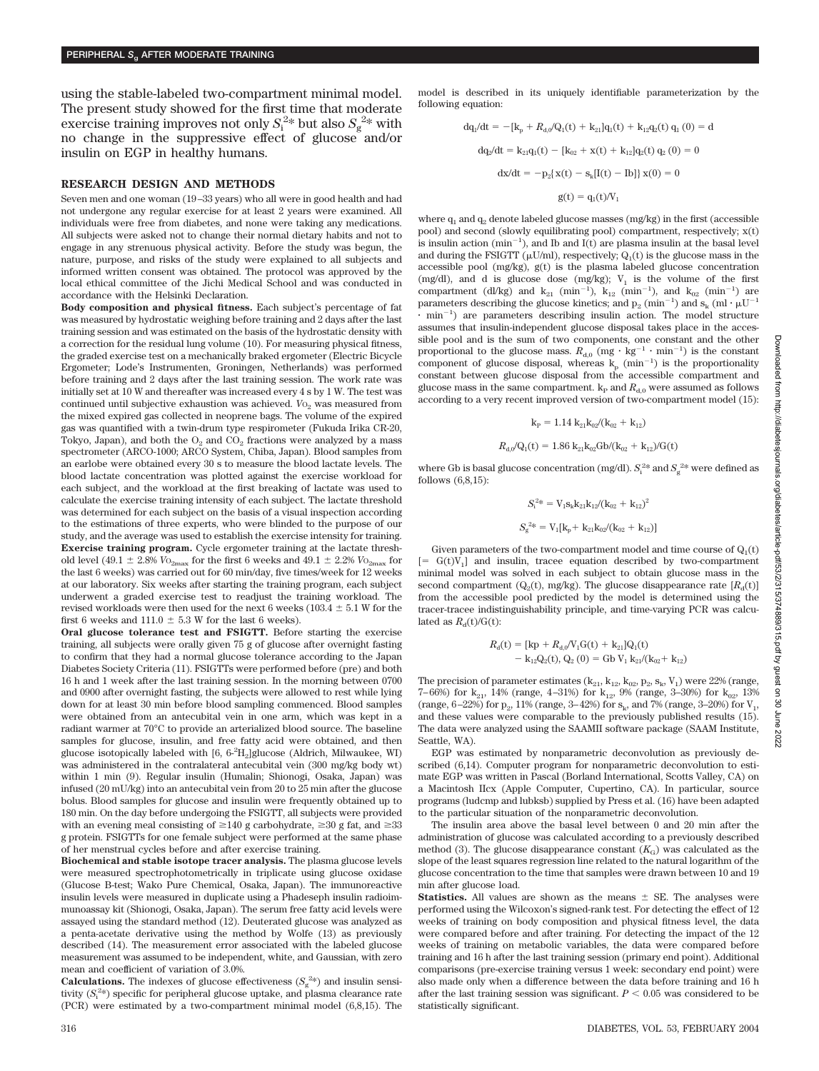using the stable-labeled two-compartment minimal model. The present study showed for the first time that moderate exercise training improves not only $S_i^{2*}$ but also $S_g^{2*}$ with no change in the suppressive effect of glucose and/or insulin on EGP in healthy humans.

## RESEARCH DESIGN AND METHODS

Seven men and one woman (19–33 years) who all were in good health and had not undergone any regular exercise for at least 2 years were examined. All individuals were free from diabetes, and none were taking any medications. All subjects were asked not to change their normal dietary habits and not to engage in any strenuous physical activity. Before the study was begun, the nature, purpose, and risks of the study were explained to all subjects and informed written consent was obtained. The protocol was approved by the local ethical committee of the Jichi Medical School and was conducted in accordance with the Helsinki Declaration.

**Body composition and physical fitness.** Each subject's percentage of fat was measured by hydrostatic weighing before training and 2 days after the last training session and was estimated on the basis of the hydrostatic density with a correction for the residual lung volume (10). For measuring physical fitness, the graded exercise test on a mechanically braked ergometer (Electric Bicycle Ergometer; Lode's Instrumenten, Groningen, Netherlands) was performed before training and 2 days after the last training session. The work rate was initially set at 10 W and thereafter was increased every 4 s by 1 W. The test was continued until subjective exhaustion was achieved. $\dot{V}O_2$ was measured from the mixed expired gas collected in neoprene bags. The volume of the expired gas was quantified with a twin-drum type respirometer (Fukuda Irika CR-20, Tokyo, Japan), and both the $O_2$ and $CO_2$ fractions were analyzed by a mass spectrometer (ARCO-1000; ARCO System, Chiba, Japan). Blood samples from an earlobe were obtained every 30 s to measure the blood lactate levels. The blood lactate concentration was plotted against the exercise workload for each subject, and the workload at the first breaking of lactate was used to calculate the exercise training intensity of each subject. The lactate threshold was determined for each subject on the basis of a visual inspection according to the estimations of three experts, who were blinded to the purpose of our study, and the average was used to establish the exercise intensity for training.

**Exercise training program.** Cycle ergometer training at the lactate threshold level (49.1 ± 2.8% $\dot{V}O_{2max}$ for the first 6 weeks and 49.1 ± 2.2% $\dot{V}O_{2max}$ for the last 6 weeks) was carried out for 60 min/day, five times/week for 12 weeks at our laboratory. Six weeks after starting the training program, each subject underwent a graded exercise test to readjust the training workload. The revised workloads were then used for the next 6 weeks (103.4 ± 5.1 W for the first 6 weeks and 111.0 ± 5.3 W for the last 6 weeks).

**Oral glucose tolerance test and FSIGTT.** Before starting the exercise training, all subjects were orally given 75 g of glucose after overnight fasting to confirm that they had a normal glucose tolerance according to the Japan Diabetes Society Criteria (11). FSIGTTs were performed before (pre) and both 16 h and 1 week after the last training session. In the morning between 0700 and 0900 after overnight fasting, the subjects were allowed to rest while lying down for at least 30 min before blood sampling commenced. Blood samples were obtained from an antecubital vein in one arm, which was kept in a radiant warmer at 70°C to provide an arterialized blood source. The baseline samples for glucose, insulin, and free fatty acid were obtained, and then glucose isotopically labeled with [6, 6-$^2H_2$]glucose (Aldrich, Milwaukee, WI) was administered in the contralateral antecubital vein (300 mg/kg body wt) within 1 min (9). Regular insulin (Humalin; Shionogi, Osaka, Japan) was infused (20 mU/kg) into an antecubital vein from 20 to 25 min after the glucose bolus. Blood samples for glucose and insulin were frequently obtained up to 180 min. On the day before undergoing the FSIGTT, all subjects were provided with an evening meal consisting of ≥140 g carbohydrate, ≥30 g fat, and ≥33 g protein. FSIGTTs for one female subject were performed at the same phase of her menstrual cycles before and after exercise training.

**Biochemical and stable isotope tracer analysis.** The plasma glucose levels were measured spectrophotometrically in triplicate using glucose oxidase (Glucose B-test; Wako Pure Chemical, Osaka, Japan). The immunoreactive insulin levels were measured in duplicate using a Phadeseph insulin radioimmunoassay kit (Shionogi, Osaka, Japan). The serum free fatty acid levels were assayed using the standard method (12). Deuterated glucose was analyzed as a penta-acetate derivative using the method by Wolfe (13) as previously described (14). The measurement error associated with the labeled glucose measurement was assumed to be independent, white, and Gaussian, with zero mean and coefficient of variation of 3.0%.

**Calculations.** The indexes of glucose effectiveness ($S_g^{2*}$) and insulin sensitivity ($S_i^{2*}$) specific for peripheral glucose uptake, and plasma clearance rate (PCR) were estimated by a two-compartment minimal model (6,8,15). The model is described in its uniquely identifiable parameterization by the following equation:

$$dq_1/dt = -[k_p + R_{d,0}/Q_1(t) + k_{21}]q_1(t) + k_{12}q_2(t)\ q_1(0) = d$$

$$dq_2/dt = k_{21}q_1(t) - [k_{02} + x(t) + k_{12}]q_2(t)\ q_2(0) = 0$$

$$dx/dt = -p_2\{x(t) - s_k[I(t) - Ib]\}\ x(0) = 0$$

$$g(t) = q_1(t)/V_1$$

where $q_1$ and $q_2$ denote labeled glucose masses (mg/kg) in the first (accessible pool) and second (slowly equilibrating pool) compartment, respectively; x(t) is insulin action ($min^{-1}$), and Ib and I(t) are plasma insulin at the basal level and during the FSIGTT (μU/ml), respectively; $Q_1(t)$ is the glucose mass in the accessible pool (mg/kg), g(t) is the plasma labeled glucose concentration (mg/dl), and d is glucose dose (mg/kg); $V_1$ is the volume of the first compartment (dl/kg) and $k_{21}$ ($min^{-1}$), $k_{12}$ ($min^{-1}$), and $k_{02}$ ($min^{-1}$) are parameters describing the glucose kinetics; and $p_2$ ($min^{-1}$) and $s_k$ ($ml \cdot \mu U^{-1} \cdot min^{-1}$) are parameters describing insulin action. The model structure assumes that insulin-independent glucose disposal takes place in the accessible pool and is the sum of two components, one constant and the other proportional to the glucose mass. $R_{d,0}$ ($mg \cdot kg^{-1} \cdot min^{-1}$) is the constant component of glucose disposal, whereas $k_p$ ($min^{-1}$) is the proportionality constant between glucose disposal from the accessible compartment and glucose mass in the same compartment. $k_P$ and $R_{d,0}$ were assumed as follows according to a very recent improved version of two-compartment model (15):

$$k_P = 1.14\ k_{21}k_{02}/(k_{02} + k_{12})$$

$$R_{d,0}/Q_1(t) = 1.86\ k_{21}k_{02}Gb/(k_{02} + k_{12})/G(t)$$

where Gb is basal glucose concentration (mg/dl). $S_i^{2*}$ and $S_g^{2*}$ were defined as follows (6,8,15):

$$S_i^{2*} = V_1 s_k k_{21} k_{12}/(k_{02} + k_{12})^2$$

$$S_g^{2*} = V_1[k_p + k_{21}k_{02}/(k_{02} + k_{12})]$$

Given parameters of the two-compartment model and time course of $Q_1(t)$ [$= G(t)V_1$] and insulin, tracee equation described by two-compartment minimal model was solved in each subject to obtain glucose mass in the second compartment ($Q_2(t)$, mg/kg). The glucose disappearance rate [$R_d(t)$] from the accessible pool predicted by the model is determined using the tracer-tracee indistinguishability principle, and time-varying PCR was calculated as $R_d(t)/G(t)$:

$$R_d(t) = [kp + R_{d,0}/V_1G(t) + k_{21}]Q_1(t) - k_{12}Q_2(t),\ Q_2(0) = Gb\ V_1\ k_{21}/(k_{02} + k_{12})$$

The precision of parameter estimates ($k_{21}$, $k_{12}$, $k_{02}$, $p_2$, $s_k$, $V_1$) were 22% (range, 7–66%) for $k_{21}$, 14% (range, 4–31%) for $k_{12}$, 9% (range, 3–30%) for $k_{02}$, 13% (range, 6–22%) for $p_2$, 11% (range, 3–42%) for $s_k$, and 7% (range, 3–20%) for $V_1$, and these values were comparable to the previously published results (15). The data were analyzed using the SAAMII software package (SAAM Institute, Seattle, WA).

EGP was estimated by nonparametric deconvolution as previously described (6,14). Computer program for nonparametric deconvolution to estimate EGP was written in Pascal (Borland International, Scotts Valley, CA) on a Macintosh IIcx (Apple Computer, Cupertino, CA). In particular, source programs (ludcmp and lubksb) supplied by Press et al. (16) have been adapted to the particular situation of the nonparametric deconvolution.

The insulin area above the basal level between 0 and 20 min after the administration of glucose was calculated according to a previously described method (3). The glucose disappearance constant ($K_G$) was calculated as the slope of the least squares regression line related to the natural logarithm of the glucose concentration to the time that samples were drawn between 10 and 19 min after glucose load.

**Statistics.** All values are shown as the means ± SE. The analyses were performed using the Wilcoxon's signed-rank test. For detecting the effect of 12 weeks of training on body composition and physical fitness level, the data were compared before and after training. For detecting the impact of the 12 weeks of training on metabolic variables, the data were compared before training and 16 h after the last training session (primary end point). Additional comparisons (pre-exercise training versus 1 week: secondary end point) were also made only when a difference between the data before training and 16 h after the last training session was significant. $P < 0.05$ was considered to be statistically significant.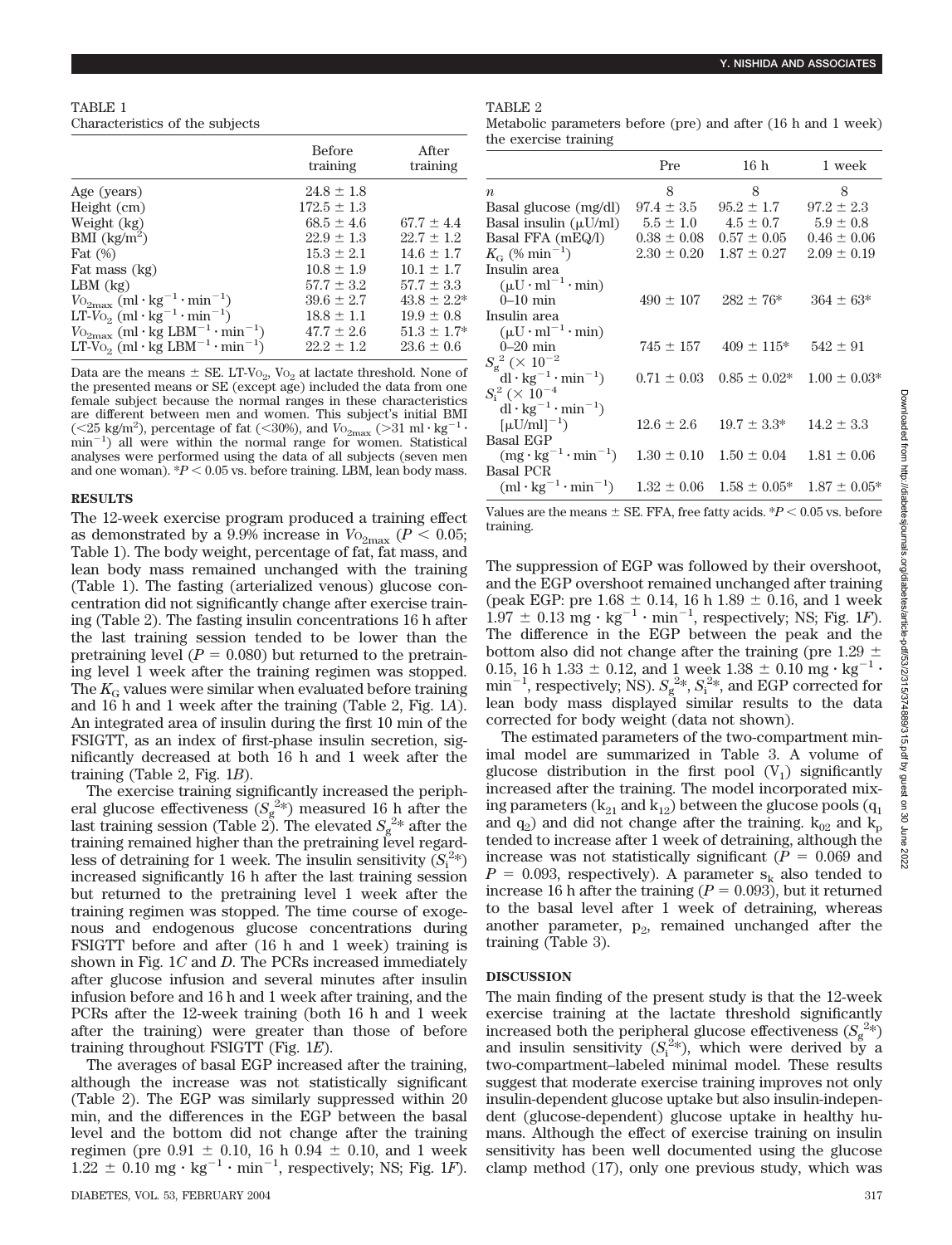TABLE 1
Characteristics of the subjects

| | Before training | After training |
|---|---|---|
| Age (years) | 24.8 ± 1.8 | |
| Height (cm) | 172.5 ± 1.3 | |
| Weight (kg) | 68.5 ± 4.6 | 67.7 ± 4.4 |
| BMI (kg/m$^2$) | 22.9 ± 1.3 | 22.7 ± 1.2 |
| Fat (%) | 15.3 ± 2.1 | 14.6 ± 1.7 |
| Fat mass (kg) | 10.8 ± 1.9 | 10.1 ± 1.7 |
| LBM (kg) | 57.7 ± 3.2 | 57.7 ± 3.3 |
| $V\text{O}_{2\text{max}}$ (ml · kg$^{-1}$ · min$^{-1}$) | 39.6 ± 2.7 | 43.8 ± 2.2* |
| LT-$V\text{O}_2$ (ml · kg$^{-1}$ · min$^{-1}$) | 18.8 ± 1.1 | 19.9 ± 0.8 |
| $V\text{O}_{2\text{max}}$ (ml · kg LBM$^{-1}$ · min$^{-1}$) | 47.7 ± 2.6 | 51.3 ± 1.7* |
| LT-$V\text{O}_2$ (ml · kg LBM$^{-1}$ · min$^{-1}$) | 22.2 ± 1.2 | 23.6 ± 0.6 |

Data are the means ± SE. LT-$V\text{O}_2$, $V\text{O}_2$ at lactate threshold. None of the presented means or SE (except age) included the data from one female subject because the normal ranges in these characteristics are different between men and women. This subject's initial BMI (<25 kg/m$^2$), percentage of fat (<30%), and $V\text{O}_{2\text{max}}$ (>31 ml · kg$^{-1}$ · min$^{-1}$) all were within the normal range for women. Statistical analyses were performed using the data of all subjects (seven men and one woman). *$P < 0.05$ vs. before training. LBM, lean body mass.

## RESULTS

The 12-week exercise program produced a training effect as demonstrated by a 9.9% increase in $V\text{O}_{2\text{max}}$ ($P < 0.05$; Table 1). The body weight, percentage of fat, fat mass, and lean body mass remained unchanged with the training (Table 1). The fasting (arterialized venous) glucose concentration did not significantly change after exercise training (Table 2). The fasting insulin concentrations 16 h after the last training session tended to be lower than the pretraining level ($P = 0.080$) but returned to the pretraining level 1 week after the training regimen was stopped. The $K_G$ values were similar when evaluated before training and 16 h and 1 week after the training (Table 2, Fig. 1*A*). An integrated area of insulin during the first 10 min of the FSIGTT, as an index of first-phase insulin secretion, significantly decreased at both 16 h and 1 week after the training (Table 2, Fig. 1*B*).

The exercise training significantly increased the peripheral glucose effectiveness ($S_g^{2*}$) measured 16 h after the last training session (Table 2). The elevated $S_g^{2*}$ after the training remained higher than the pretraining level regardless of detraining for 1 week. The insulin sensitivity ($S_i^{2*}$) increased significantly 16 h after the last training session but returned to the pretraining level 1 week after the training regimen was stopped. The time course of exogenous and endogenous glucose concentrations during FSIGTT before and after (16 h and 1 week) training is shown in Fig. 1*C* and *D*. The PCRs increased immediately after glucose infusion and several minutes after insulin infusion before and 16 h and 1 week after training, and the PCRs after the 12-week training (both 16 h and 1 week after the training) were greater than those of before training throughout FSIGTT (Fig. 1*E*).

The averages of basal EGP increased after the training, although the increase was not statistically significant (Table 2). The EGP was similarly suppressed within 20 min, and the differences in the EGP between the basal level and the bottom did not change after the training regimen (pre 0.91 ± 0.10, 16 h 0.94 ± 0.10, and 1 week 1.22 ± 0.10 mg · kg$^{-1}$ · min$^{-1}$, respectively; NS; Fig. 1*F*).

TABLE 2
Metabolic parameters before (pre) and after (16 h and 1 week) the exercise training

| | Pre | 16 h | 1 week |
|---|---|---|---|
| $n$ | 8 | 8 | 8 |
| Basal glucose (mg/dl) | 97.4 ± 3.5 | 95.2 ± 1.7 | 97.2 ± 2.3 |
| Basal insulin (μU/ml) | 5.5 ± 1.0 | 4.5 ± 0.7 | 5.9 ± 0.8 |
| Basal FFA (mEQ/l) | 0.38 ± 0.08 | 0.57 ± 0.05 | 0.46 ± 0.06 |
| $K_G$ (% min$^{-1}$) | 2.30 ± 0.20 | 1.87 ± 0.27 | 2.09 ± 0.19 |
| Insulin area (μU · ml$^{-1}$ · min) 0–10 min | 490 ± 107 | 282 ± 76* | 364 ± 63* |
| Insulin area (μU · ml$^{-1}$ · min) 0–20 min | 745 ± 157 | 409 ± 115* | 542 ± 91 |
| $S_g^{2}$ (× 10$^{-2}$ dl · kg$^{-1}$ · min$^{-1}$) | 0.71 ± 0.03 | 0.85 ± 0.02* | 1.00 ± 0.03* |
| $S_i^{2}$ (× 10$^{-4}$ dl · kg$^{-1}$ · min$^{-1}$ [μU/ml]$^{-1}$) | 12.6 ± 2.6 | 19.7 ± 3.3* | 14.2 ± 3.3 |
| Basal EGP (mg · kg$^{-1}$ · min$^{-1}$) | 1.30 ± 0.10 | 1.50 ± 0.04 | 1.81 ± 0.06 |
| Basal PCR (ml · kg$^{-1}$ · min$^{-1}$) | 1.32 ± 0.06 | 1.58 ± 0.05* | 1.87 ± 0.05* |

Values are the means ± SE. FFA, free fatty acids. *$P < 0.05$ vs. before training.

The suppression of EGP was followed by their overshoot, and the EGP overshoot remained unchanged after training (peak EGP: pre 1.68 ± 0.14, 16 h 1.89 ± 0.16, and 1 week 1.97 ± 0.13 mg · kg$^{-1}$ · min$^{-1}$, respectively; NS; Fig. 1*F*). The difference in the EGP between the peak and the bottom also did not change after the training (pre 1.29 ± 0.15, 16 h 1.33 ± 0.12, and 1 week 1.38 ± 0.10 mg · kg$^{-1}$ · min$^{-1}$, respectively; NS). $S_g^{2*}$, $S_i^{2*}$, and EGP corrected for lean body mass displayed similar results to the data corrected for body weight (data not shown).

The estimated parameters of the two-compartment minimal model are summarized in Table 3. A volume of glucose distribution in the first pool ($V_1$) significantly increased after the training. The model incorporated mixing parameters ($k_{21}$ and $k_{12}$) between the glucose pools ($q_1$ and $q_2$) and did not change after the training. $k_{02}$ and $k_p$ tended to increase after 1 week of detraining, although the increase was not statistically significant ($P = 0.069$ and $P = 0.093$, respectively). A parameter $s_k$ also tended to increase 16 h after the training ($P = 0.093$), but it returned to the basal level after 1 week of detraining, whereas another parameter, $p_2$, remained unchanged after the training (Table 3).

## DISCUSSION

The main finding of the present study is that the 12-week exercise training at the lactate threshold significantly increased both the peripheral glucose effectiveness ($S_g^{2*}$) and insulin sensitivity ($S_i^{2*}$), which were derived by a two-compartment–labeled minimal model. These results suggest that moderate exercise training improves not only insulin-dependent glucose uptake but also insulin-independent (glucose-dependent) glucose uptake in healthy humans. Although the effect of exercise training on insulin sensitivity has been well documented using the glucose clamp method (17), only one previous study, which was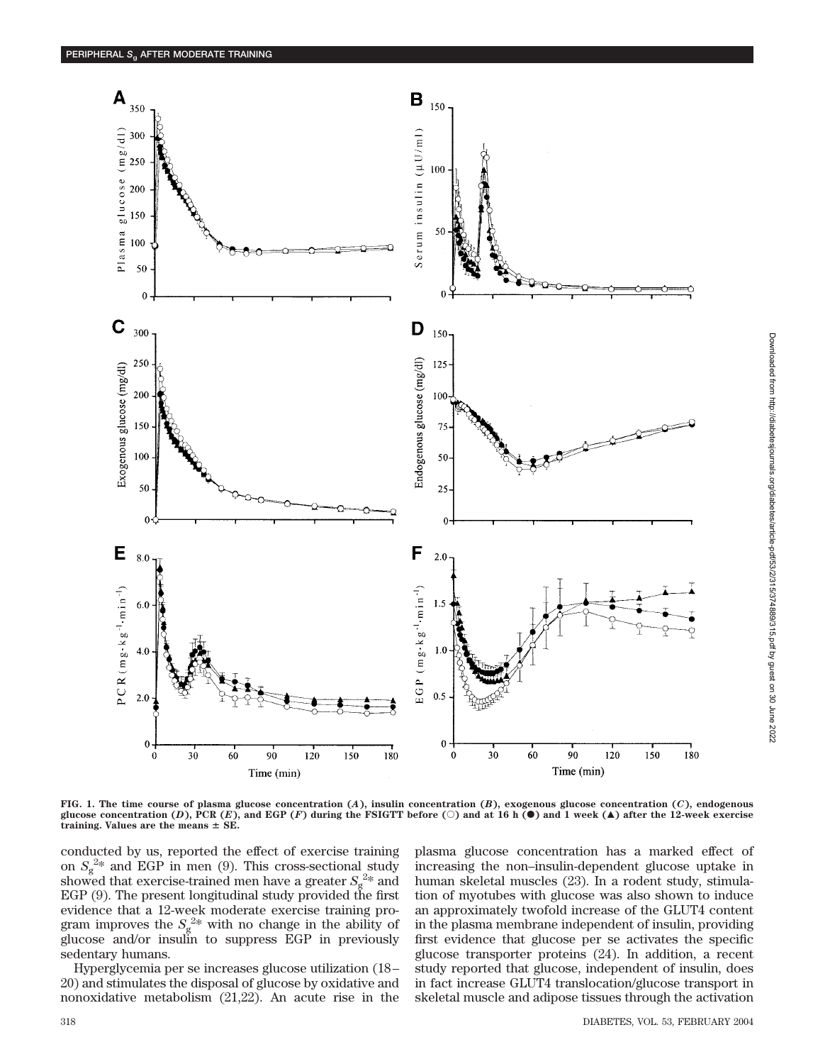**FIG. 1. The time course of plasma glucose concentration (*A*), insulin concentration (*B*), exogenous glucose concentration (*C*), endogenous glucose concentration (*D*), PCR (*E*), and EGP (*F*) during the FSIGTT before (○) and at 16 h (●) and 1 week (▲) after the 12-week exercise training. Values are the means ± SE.**

conducted by us, reported the effect of exercise training on $S_g^{2*}$ and EGP in men (9). This cross-sectional study showed that exercise-trained men have a greater $S_g^{2*}$ and EGP (9). The present longitudinal study provided the first evidence that a 12-week moderate exercise training program improves the $S_g^{2*}$ with no change in the ability of glucose and/or insulin to suppress EGP in previously sedentary humans.

Hyperglycemia per se increases glucose utilization (18–20) and stimulates the disposal of glucose by oxidative and nonoxidative metabolism (21,22). An acute rise in the plasma glucose concentration has a marked effect of increasing the non–insulin-dependent glucose uptake in human skeletal muscles (23). In a rodent study, stimulation of myotubes with glucose was also shown to induce an approximately twofold increase of the GLUT4 content in the plasma membrane independent of insulin, providing first evidence that glucose per se activates the specific glucose transporter proteins (24). In addition, a recent study reported that glucose, independent of insulin, does in fact increase GLUT4 translocation/glucose transport in skeletal muscle and adipose tissues through the activation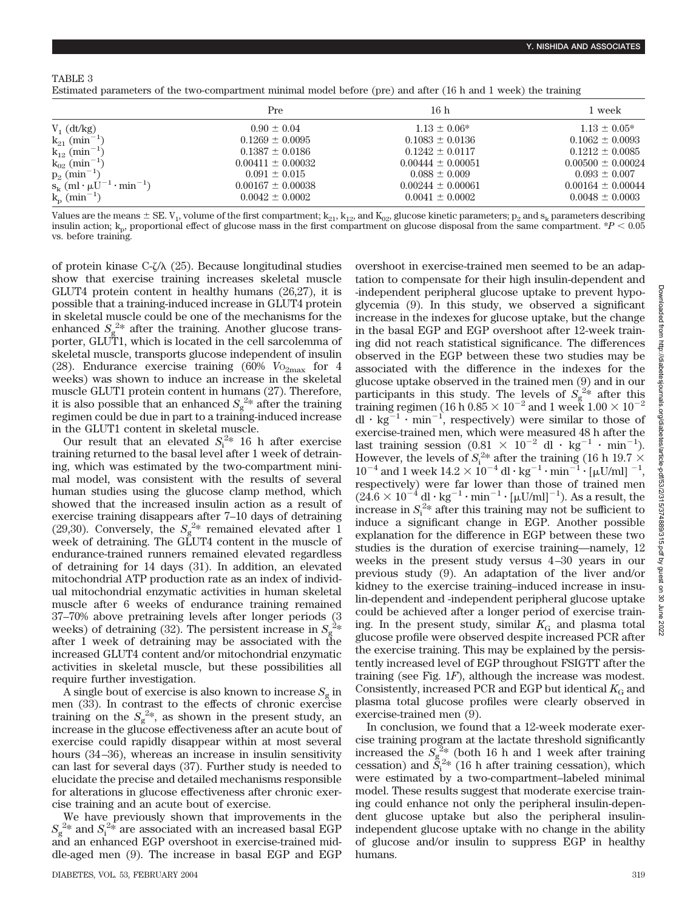TABLE 3

Estimated parameters of the two-compartment minimal model before (pre) and after (16 h and 1 week) the training

| | Pre | 16 h | 1 week |
|---|---|---|---|
| $V_1$ (dl/kg) | 0.90 ± 0.04 | 1.13 ± 0.06* | 1.13 ± 0.05* |
| $k_{21}$ ($min^{-1}$) | 0.1269 ± 0.0095 | 0.1083 ± 0.0136 | 0.1062 ± 0.0093 |
| $k_{12}$ ($min^{-1}$) | 0.1387 ± 0.0186 | 0.1242 ± 0.0117 | 0.1212 ± 0.0085 |
| $k_{02}$ ($min^{-1}$) | 0.00411 ± 0.00032 | 0.00444 ± 0.00051 | 0.00500 ± 0.00024 |
| $p_2$ ($min^{-1}$) | 0.091 ± 0.015 | 0.088 ± 0.009 | 0.093 ± 0.007 |
| $s_k$ ($ml \cdot \mu U^{-1} \cdot min^{-1}$) | 0.00167 ± 0.00038 | 0.00244 ± 0.00061 | 0.00164 ± 0.00044 |
| $k_p$ ($min^{-1}$) | 0.0042 ± 0.0002 | 0.0041 ± 0.0002 | 0.0048 ± 0.0003 |

Values are the means ± SE. $V_1$, volume of the first compartment; $k_{21}$, $k_{12}$, and $K_{02}$, glucose kinetic parameters; $p_2$ and $s_k$ parameters describing insulin action; $k_p$, proportional effect of glucose mass in the first compartment on glucose disposal from the same compartment. *$P < 0.05$ vs. before training.

of protein kinase C-ζ/λ (25). Because longitudinal studies show that exercise training increases skeletal muscle GLUT4 protein content in healthy humans (26,27), it is possible that a training-induced increase in GLUT4 protein in skeletal muscle could be one of the mechanisms for the enhanced $S_g^{2*}$ after the training. Another glucose transporter, GLUT1, which is located in the cell sarcolemma of skeletal muscle, transports glucose independent of insulin (28). Endurance exercise training (60% $VO_{2max}$ for 4 weeks) was shown to induce an increase in the skeletal muscle GLUT1 protein content in humans (27). Therefore, it is also possible that an enhanced $S_g^{2*}$ after the training regimen could be due in part to a training-induced increase in the GLUT1 content in skeletal muscle.

Our result that an elevated $S_i^{2*}$ 16 h after exercise training returned to the basal level after 1 week of detraining, which was estimated by the two-compartment minimal model, was consistent with the results of several human studies using the glucose clamp method, which showed that the increased insulin action as a result of exercise training disappears after 7–10 days of detraining (29,30). Conversely, the $S_g^{2*}$ remained elevated after 1 week of detraining. The GLUT4 content in the muscle of endurance-trained runners remained elevated regardless of detraining for 14 days (31). In addition, an elevated mitochondrial ATP production rate as an index of individual mitochondrial enzymatic activities in human skeletal muscle after 6 weeks of endurance training remained 37–70% above pretraining levels after longer periods (3 weeks) of detraining (32). The persistent increase in $S_g^{2*}$ after 1 week of detraining may be associated with the increased GLUT4 content and/or mitochondrial enzymatic activities in skeletal muscle, but these possibilities all require further investigation.

A single bout of exercise is also known to increase $S_g$ in men (33). In contrast to the effects of chronic exercise training on the $S_g^{2*}$, as shown in the present study, an increase in the glucose effectiveness after an acute bout of exercise could rapidly disappear within at most several hours (34–36), whereas an increase in insulin sensitivity can last for several days (37). Further study is needed to elucidate the precise and detailed mechanisms responsible for alterations in glucose effectiveness after chronic exercise training and an acute bout of exercise.

We have previously shown that improvements in the $S_g^{2*}$ and $S_i^{2*}$ are associated with an increased basal EGP and an enhanced EGP overshoot in exercise-trained middle-aged men (9). The increase in basal EGP and EGP overshoot in exercise-trained men seemed to be an adaptation to compensate for their high insulin-dependent and -independent peripheral glucose uptake to prevent hypoglycemia (9). In this study, we observed a significant increase in the indexes for glucose uptake, but the change in the basal EGP and EGP overshoot after 12-week training did not reach statistical significance. The differences observed in the EGP between these two studies may be associated with the difference in the indexes for the glucose uptake observed in the trained men (9) and in our participants in this study. The levels of $S_g^{2*}$ after this training regimen (16 h $0.85 \times 10^{-2}$ and 1 week $1.00 \times 10^{-2}$ $dl \cdot kg^{-1} \cdot min^{-1}$, respectively) were similar to those of exercise-trained men, which were measured 48 h after the last training session ($0.81 \times 10^{-2}$ $dl \cdot kg^{-1} \cdot min^{-1}$). However, the levels of $S_i^{2*}$ after the training (16 h $19.7 \times 10^{-4}$ and 1 week $14.2 \times 10^{-4}$ $dl \cdot kg^{-1} \cdot min^{-1} \cdot [\mu U/ml]^{-1}$, respectively) were far lower than those of trained men ($24.6 \times 10^{-4}$ $dl \cdot kg^{-1} \cdot min^{-1} \cdot [\mu U/ml]^{-1}$). As a result, the increase in $S_i^{2*}$ after this training may not be sufficient to induce a significant change in EGP. Another possible explanation for the difference in EGP between these two studies is the duration of exercise training—12 weeks in the present study versus 4–30 years in our previous study (9). An adaptation of the liver and/or kidney to the exercise training–induced increase in insulin-dependent and -independent peripheral glucose uptake could be achieved after a longer period of exercise training. In the present study, similar $K_G$ and plasma total glucose profile were observed despite increased PCR after the exercise training. This may be explained by the persistently increased level of EGP throughout FSIGTT after the training (see Fig. 1*F*), although the increase was modest. Consistently, increased PCR and EGP but identical $K_G$ and plasma total glucose profiles were clearly observed in exercise-trained men (9).

In conclusion, we found that a 12-week moderate exercise training program at the lactate threshold significantly increased the $S_g^{2*}$ (both 16 h and 1 week after training cessation) and $S_i^{2*}$ (16 h after training cessation), which were estimated by a two-compartment–labeled minimal model. These results suggest that moderate exercise training could enhance not only the peripheral insulin-dependent glucose uptake but also the peripheral insulin-independent glucose uptake with no change in the ability of glucose and/or insulin to suppress EGP in healthy humans.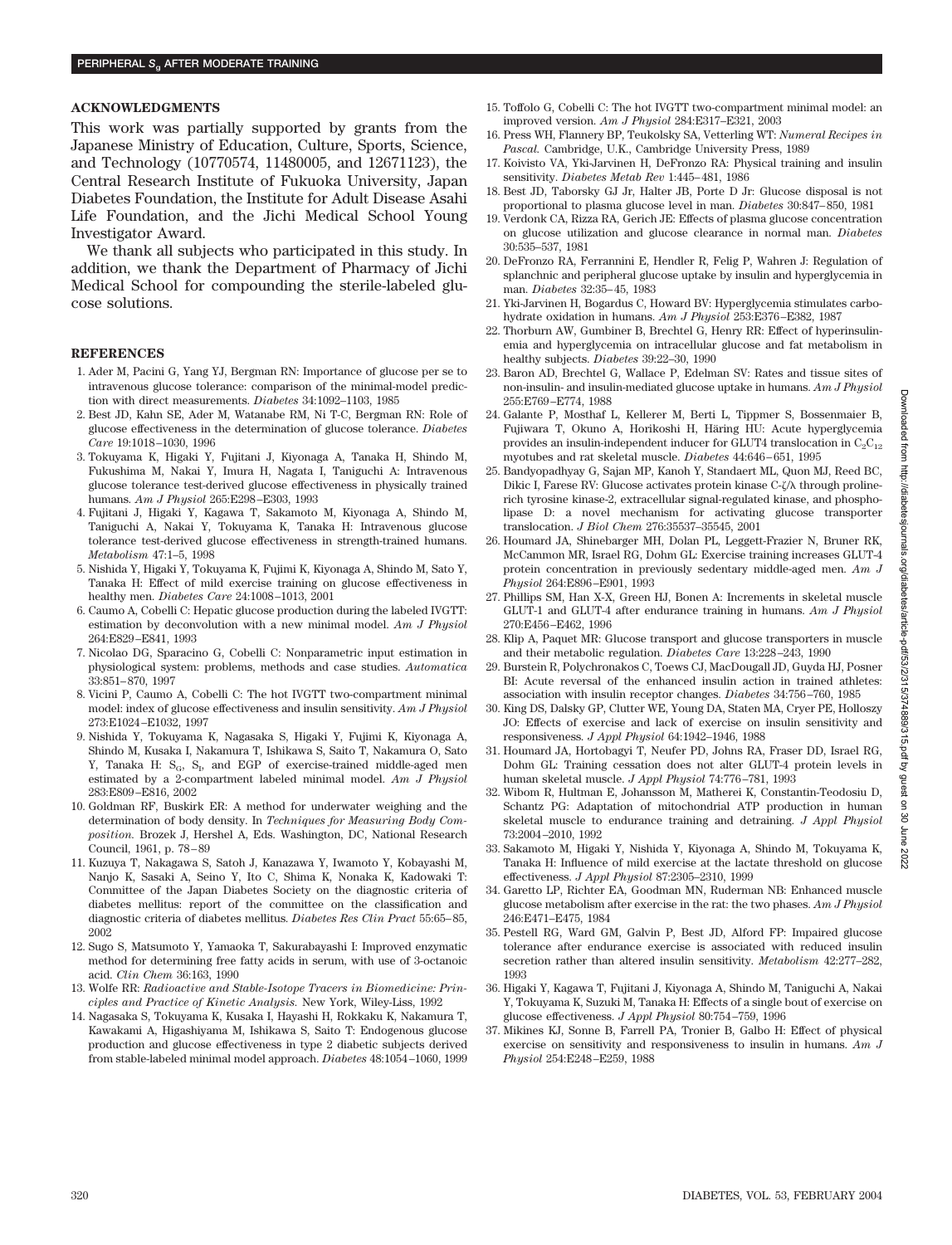## ACKNOWLEDGMENTS

This work was partially supported by grants from the Japanese Ministry of Education, Culture, Sports, Science, and Technology (10770574, 11480005, and 12671123), the Central Research Institute of Fukuoka University, Japan Diabetes Foundation, the Institute for Adult Disease Asahi Life Foundation, and the Jichi Medical School Young Investigator Award.

We thank all subjects who participated in this study. In addition, we thank the Department of Pharmacy of Jichi Medical School for compounding the sterile-labeled glucose solutions.

## REFERENCES

1. Ader M, Pacini G, Yang YJ, Bergman RN: Importance of glucose per se to intravenous glucose tolerance: comparison of the minimal-model prediction with direct measurements. *Diabetes* 34:1092–1103, 1985
2. Best JD, Kahn SE, Ader M, Watanabe RM, Ni T-C, Bergman RN: Role of glucose effectiveness in the determination of glucose tolerance. *Diabetes Care* 19:1018–1030, 1996
3. Tokuyama K, Higaki Y, Fujitani J, Kiyonaga A, Tanaka H, Shindo M, Fukushima M, Nakai Y, Imura H, Nagata I, Taniguchi A: Intravenous glucose tolerance test-derived glucose effectiveness in physically trained humans. *Am J Physiol* 265:E298–E303, 1993
4. Fujitani J, Higaki Y, Kagawa T, Sakamoto M, Kiyonaga A, Shindo M, Taniguchi A, Nakai Y, Tokuyama K, Tanaka H: Intravenous glucose tolerance test-derived glucose effectiveness in strength-trained humans. *Metabolism* 47:1–5, 1998
5. Nishida Y, Higaki Y, Tokuyama K, Fujimi K, Kiyonaga A, Shindo M, Sato Y, Tanaka H: Effect of mild exercise training on glucose effectiveness in healthy men. *Diabetes Care* 24:1008–1013, 2001
6. Caumo A, Cobelli C: Hepatic glucose production during the labeled IVGTT: estimation by deconvolution with a new minimal model. *Am J Physiol* 264:E829–E841, 1993
7. Nicolao DG, Sparacino G, Cobelli C: Nonparametric input estimation in physiological system: problems, methods and case studies. *Automatica* 33:851–870, 1997
8. Vicini P, Caumo A, Cobelli C: The hot IVGTT two-compartment minimal model: index of glucose effectiveness and insulin sensitivity. *Am J Physiol* 273:E1024–E1032, 1997
9. Nishida Y, Tokuyama K, Nagasaka S, Higaki Y, Fujimi K, Kiyonaga A, Shindo M, Kusaka I, Nakamura T, Ishikawa S, Saito T, Nakamura O, Sato Y, Tanaka H: $S_G$, $S_I$, and EGP of exercise-trained middle-aged men estimated by a 2-compartment labeled minimal model. *Am J Physiol* 283:E809–E816, 2002
10. Goldman RF, Buskirk ER: A method for underwater weighing and the determination of body density. In *Techniques for Measuring Body Composition.* Brozek J, Hershel A, Eds. Washington, DC, National Research Council, 1961, p. 78–89
11. Kuzuya T, Nakagawa S, Satoh J, Kanazawa Y, Iwamoto Y, Kobayashi M, Nanjo K, Sasaki A, Seino Y, Ito C, Shima K, Nonaka K, Kadowaki T: Committee of the Japan Diabetes Society on the diagnostic criteria of diabetes mellitus: report of the committee on the classification and diagnostic criteria of diabetes mellitus. *Diabetes Res Clin Pract* 55:65–85, 2002
12. Sugo S, Matsumoto Y, Yamaoka T, Sakurabayashi I: Improved enzymatic method for determining free fatty acids in serum, with use of 3-octanoic acid. *Clin Chem* 36:163, 1990
13. Wolfe RR: *Radioactive and Stable-Isotope Tracers in Biomedicine: Principles and Practice of Kinetic Analysis.* New York, Wiley-Liss, 1992
14. Nagasaka S, Tokuyama K, Kusaka I, Hayashi H, Rokkaku K, Nakamura T, Kawakami A, Higashiyama M, Ishikawa S, Saito T: Endogenous glucose production and glucose effectiveness in type 2 diabetic subjects derived from stable-labeled minimal model approach. *Diabetes* 48:1054–1060, 1999
15. Toffolo G, Cobelli C: The hot IVGTT two-compartment minimal model: an improved version. *Am J Physiol* 284:E317–E321, 2003
16. Press WH, Flannery BP, Teukolsky SA, Vetterling WT: *Numeral Recipes in Pascal.* Cambridge, U.K., Cambridge University Press, 1989
17. Koivisto VA, Yki-Jarvinen H, DeFronzo RA: Physical training and insulin sensitivity. *Diabetes Metab Rev* 1:445–481, 1986
18. Best JD, Taborsky GJ Jr, Halter JB, Porte D Jr: Glucose disposal is not proportional to plasma glucose level in man. *Diabetes* 30:847–850, 1981
19. Verdonk CA, Rizza RA, Gerich JE: Effects of plasma glucose concentration on glucose utilization and glucose clearance in normal man. *Diabetes* 30:535–537, 1981
20. DeFronzo RA, Ferrannini E, Hendler R, Felig P, Wahren J: Regulation of splanchnic and peripheral glucose uptake by insulin and hyperglycemia in man. *Diabetes* 32:35–45, 1983
21. Yki-Jarvinen H, Bogardus C, Howard BV: Hyperglycemia stimulates carbohydrate oxidation in humans. *Am J Physiol* 253:E376–E382, 1987
22. Thorburn AW, Gumbiner B, Brechtel G, Henry RR: Effect of hyperinsulinemia and hyperglycemia on intracellular glucose and fat metabolism in healthy subjects. *Diabetes* 39:22–30, 1990
23. Baron AD, Brechtel G, Wallace P, Edelman SV: Rates and tissue sites of non-insulin- and insulin-mediated glucose uptake in humans. *Am J Physiol* 255:E769–E774, 1988
24. Galante P, Mosthaf L, Kellerer M, Berti L, Tippmer S, Bossenmaier B, Fujiwara T, Okuno A, Horikoshi H, Häring HU: Acute hyperglycemia provides an insulin-independent inducer for GLUT4 translocation in $C_2C_{12}$ myotubes and rat skeletal muscle. *Diabetes* 44:646–651, 1995
25. Bandyopadhyay G, Sajan MP, Kanoh Y, Standaert ML, Quon MJ, Reed BC, Dikic I, Farese RV: Glucose activates protein kinase C-ζ/λ through proline-rich tyrosine kinase-2, extracellular signal-regulated kinase, and phospholipase D: a novel mechanism for activating glucose transporter translocation. *J Biol Chem* 276:35537–35545, 2001
26. Houmard JA, Shinebarger MH, Dolan PL, Leggett-Frazier N, Bruner RK, McCammon MR, Israel RG, Dohm GL: Exercise training increases GLUT-4 protein concentration in previously sedentary middle-aged men. *Am J Physiol* 264:E896–E901, 1993
27. Phillips SM, Han X-X, Green HJ, Bonen A: Increments in skeletal muscle GLUT-1 and GLUT-4 after endurance training in humans. *Am J Physiol* 270:E456–E462, 1996
28. Klip A, Paquet MR: Glucose transport and glucose transporters in muscle and their metabolic regulation. *Diabetes Care* 13:228–243, 1990
29. Burstein R, Polychronakos C, Toews CJ, MacDougall JD, Guyda HJ, Posner BI: Acute reversal of the enhanced insulin action in trained athletes: association with insulin receptor changes. *Diabetes* 34:756–760, 1985
30. King DS, Dalsky GP, Clutter WE, Young DA, Staten MA, Cryer PE, Holloszy JO: Effects of exercise and lack of exercise on insulin sensitivity and responsiveness. *J Appl Physiol* 64:1942–1946, 1988
31. Houmard JA, Hortobagyi T, Neufer PD, Johns RA, Fraser DD, Israel RG, Dohm GL: Training cessation does not alter GLUT-4 protein levels in human skeletal muscle. *J Appl Physiol* 74:776–781, 1993
32. Wibom R, Hultman E, Johansson M, Matherei K, Constantin-Teodosiu D, Schantz PG: Adaptation of mitochondrial ATP production in human skeletal muscle to endurance training and detraining. *J Appl Physiol* 73:2004–2010, 1992
33. Sakamoto M, Higaki Y, Nishida Y, Kiyonaga A, Shindo M, Tokuyama K, Tanaka H: Influence of mild exercise at the lactate threshold on glucose effectiveness. *J Appl Physiol* 87:2305–2310, 1999
34. Garetto LP, Richter EA, Goodman MN, Ruderman NB: Enhanced muscle glucose metabolism after exercise in the rat: the two phases. *Am J Physiol* 246:E471–E475, 1984
35. Pestell RG, Ward GM, Galvin P, Best JD, Alford FP: Impaired glucose tolerance after endurance exercise is associated with reduced insulin secretion rather than altered insulin sensitivity. *Metabolism* 42:277–282, 1993
36. Higaki Y, Kagawa T, Fujitani J, Kiyonaga A, Shindo M, Taniguchi A, Nakai Y, Tokuyama K, Suzuki M, Tanaka H: Effects of a single bout of exercise on glucose effectiveness. *J Appl Physiol* 80:754–759, 1996
37. Mikines KJ, Sonne B, Farrell PA, Tronier B, Galbo H: Effect of physical exercise on sensitivity and responsiveness to insulin in humans. *Am J Physiol* 254:E248–E259, 1988